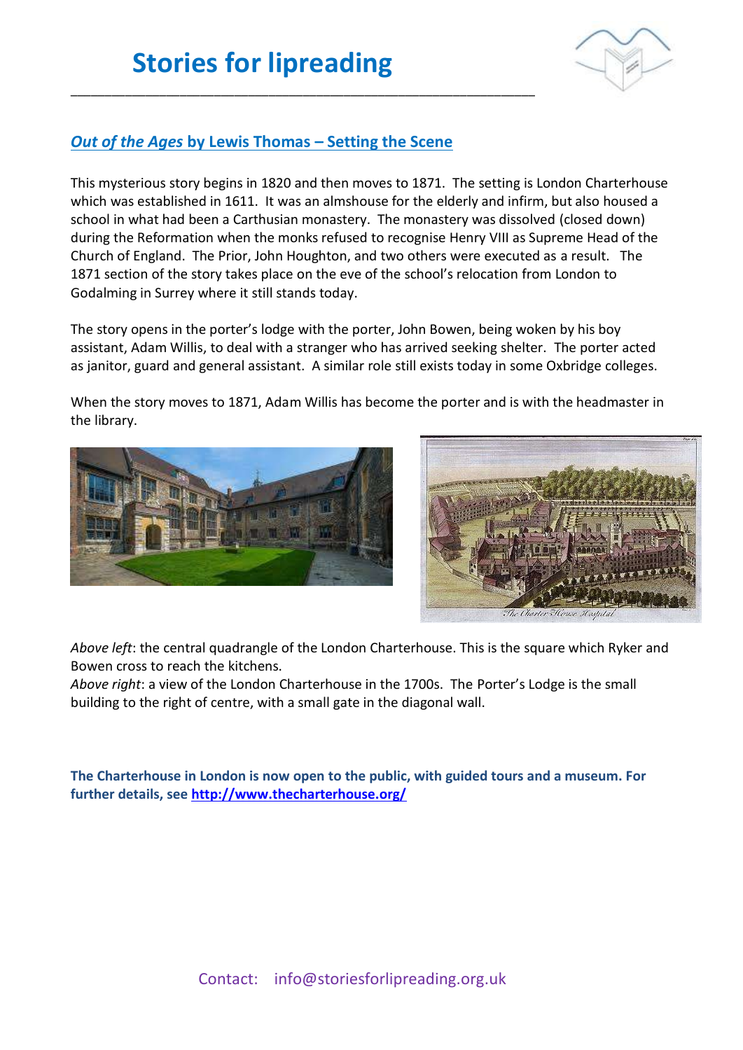# Stories for lipreading

## *Out of the Ages* by Lewis Thomas – Setting the Scene

This mysterious story begins in 1820 and then moves to 1871. The setting is London Charterhouse which was established in 1611. It was an almshouse for the elderly and infirm, but also housed a school in what had been a Carthusian monastery. The monastery was dissolved (closed down) during the Reformation when the monks refused to recognise Henry VIII as Supreme Head of the Church of England. The Prior, John Houghton, and two others were executed as a result. The 1871 section of the story takes place on the eve of the school's relocation from London to Godalming in Surrey where it still stands today.

The story opens in the porter's lodge with the porter, John Bowen, being woken by his boy assistant, Adam Willis, to deal with a stranger who has arrived seeking shelter. The porter acted as janitor, guard and general assistant. A similar role still exists today in some Oxbridge colleges.

When the story moves to 1871, Adam Willis has become the porter and is with the headmaster in the library.

*Above left*: the central quadrangle of the London Charterhouse. This is the square which Ryker and Bowen cross to reach the kitchens.
*Above right*: a view of the London Charterhouse in the 1700s. The Porter's Lodge is the small building to the right of centre, with a small gate in the diagonal wall.

**The Charterhouse in London is now open to the public, with guided tours and a museum. For further details, see [http://www.thecharterhouse.org/](http://www.thecharterhouse.org/)**

Contact: info@storiesforlipreading.org.uk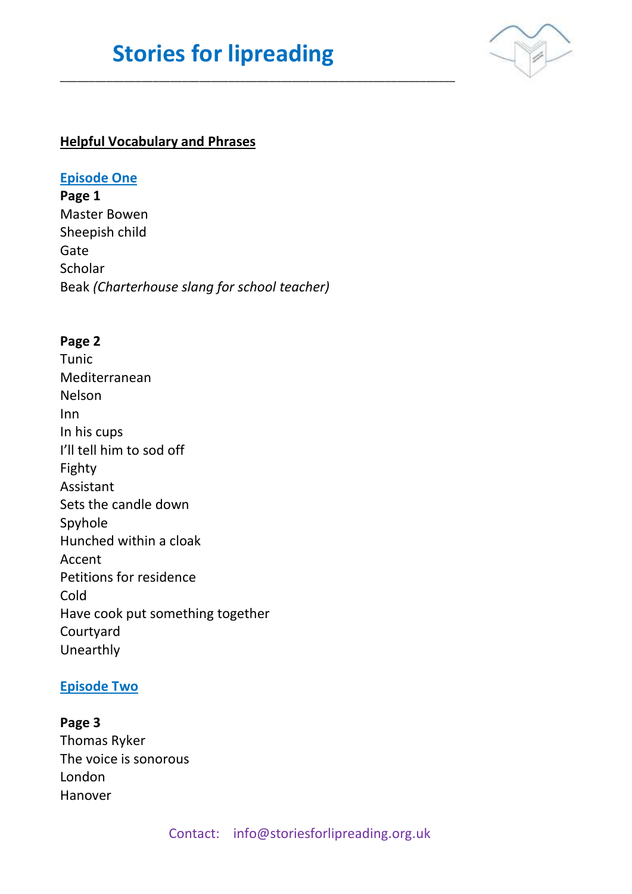**Helpful Vocabulary and Phrases**

**Episode One**

**Page 1**

Master Bowen
Sheepish child
Gate
Scholar
Beak *(Charterhouse slang for school teacher)*

**Page 2**

Tunic
Mediterranean
Nelson
Inn
In his cups
I'll tell him to sod off
Fighty
Assistant
Sets the candle down
Spyhole
Hunched within a cloak
Accent
Petitions for residence
Cold
Have cook put something together
Courtyard
Unearthly

**Episode Two**

**Page 3**

Thomas Ryker
The voice is sonorous
London
Hanover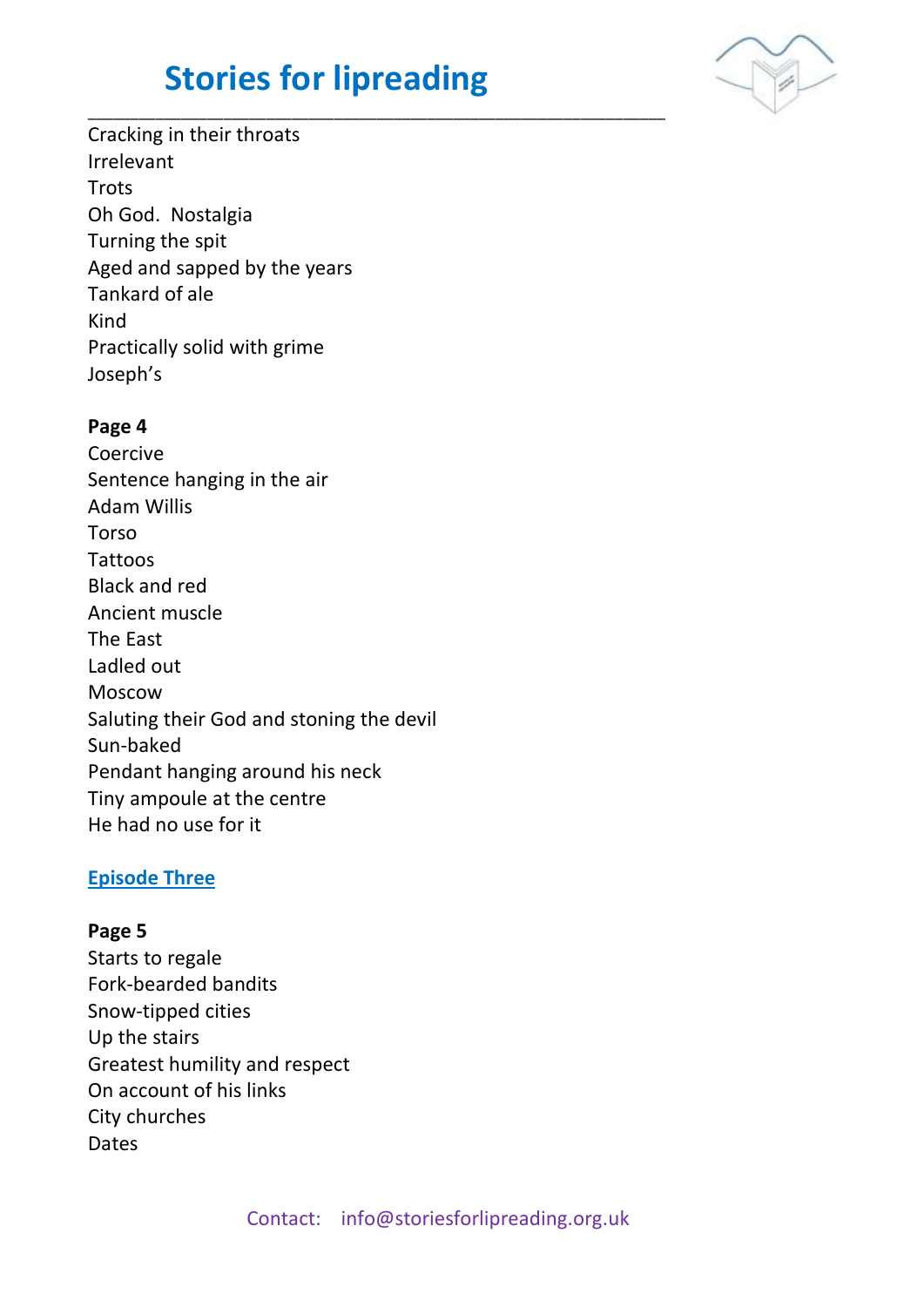Cracking in their throats
Irrelevant
Trots
Oh God.  Nostalgia
Turning the spit
Aged and sapped by the years
Tankard of ale
Kind
Practically solid with grime
Joseph's

**Page 4**
Coercive
Sentence hanging in the air
Adam Willis
Torso
Tattoos
Black and red
Ancient muscle
The East
Ladled out
Moscow
Saluting their God and stoning the devil
Sun-baked
Pendant hanging around his neck
Tiny ampoule at the centre
He had no use for it

**Episode Three**

**Page 5**
Starts to regale
Fork-bearded bandits
Snow-tipped cities
Up the stairs
Greatest humility and respect
On account of his links
City churches
Dates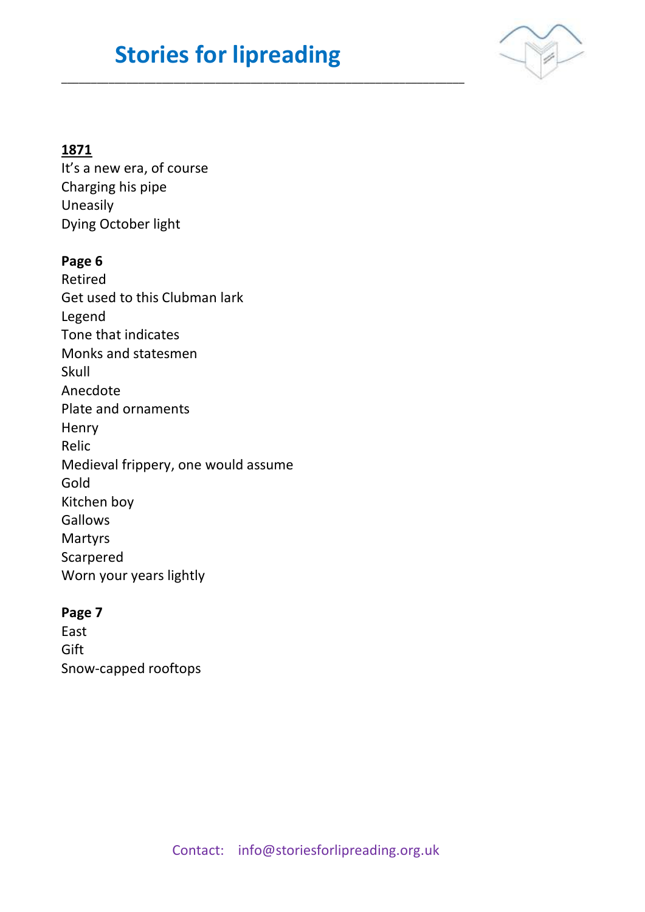**<u>1871</u>**

It's a new era, of course
Charging his pipe
Uneasily
Dying October light

**Page 6**

Retired
Get used to this Clubman lark
Legend
Tone that indicates
Monks and statesmen
Skull
Anecdote
Plate and ornaments
Henry
Relic
Medieval frippery, one would assume
Gold
Kitchen boy
Gallows
Martyrs
Scarpered
Worn your years lightly

**Page 7**

East
Gift
Snow-capped rooftops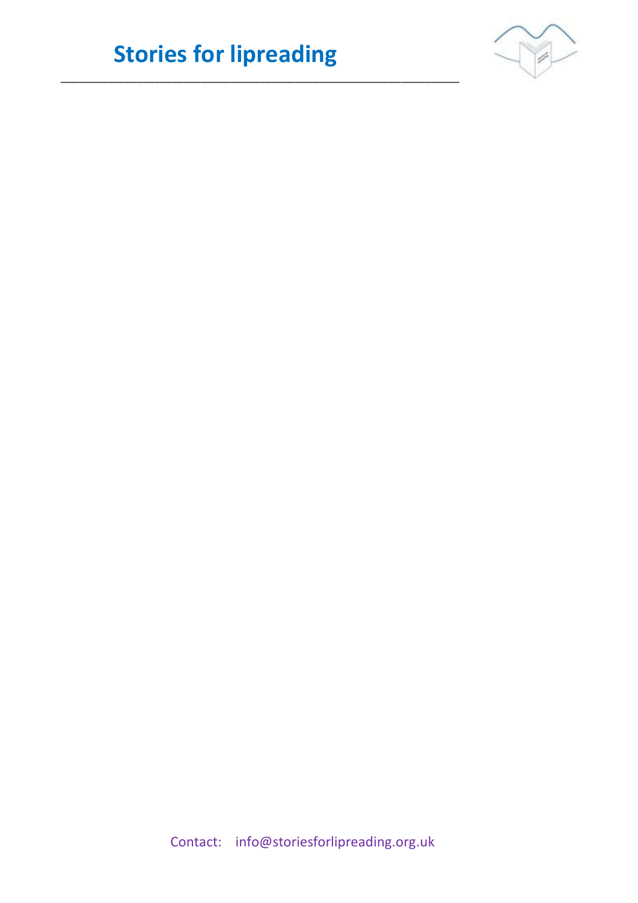Contact: info@storiesforlipreading.org.uk